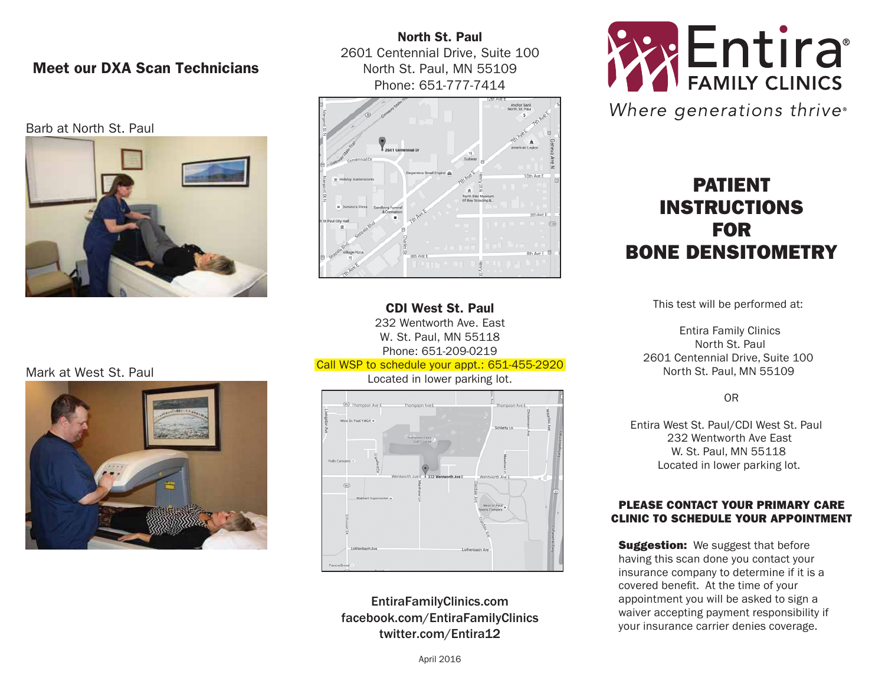## Meet our DXA Scan Technicians

Barb at North St. Paul

Mark at West St. Paul

**North St. Paul**
2601 Centennial Drive, Suite 100
North St. Paul, MN 55109
Phone: 651-777-7414

**CDI West St. Paul**
232 Wentworth Ave. East
W. St. Paul, MN 55118
Phone: 651-209-0219
Call WSP to schedule your appt.: 651-455-2920
Located in lower parking lot.

EntiraFamilyClinics.com
facebook.com/EntiraFamilyClinics
twitter.com/Entira12

April 2016

Entira® FAMILY CLINICS

*Where generations thrive®*

# PATIENT INSTRUCTIONS FOR BONE DENSITOMETRY

This test will be performed at:

Entira Family Clinics
North St. Paul
2601 Centennial Drive, Suite 100
North St. Paul, MN 55109

OR

Entira West St. Paul/CDI West St. Paul
232 Wentworth Ave East
W. St. Paul, MN 55118
Located in lower parking lot.

**PLEASE CONTACT YOUR PRIMARY CARE CLINIC TO SCHEDULE YOUR APPOINTMENT**

**Suggestion:** We suggest that before having this scan done you contact your insurance company to determine if it is a covered benefit. At the time of your appointment you will be asked to sign a waiver accepting payment responsibility if your insurance carrier denies coverage.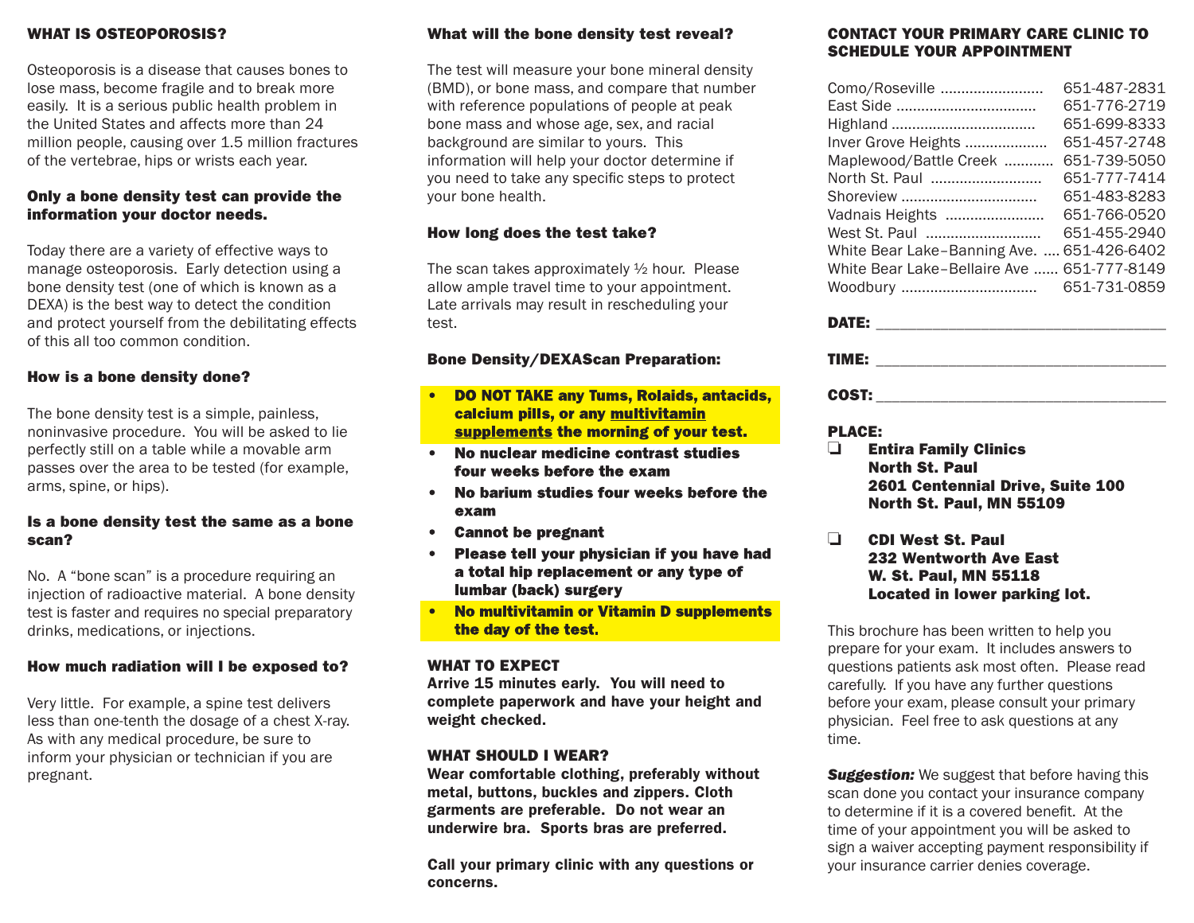## WHAT IS OSTEOPOROSIS?

Osteoporosis is a disease that causes bones to lose mass, become fragile and to break more easily. It is a serious public health problem in the United States and affects more than 24 million people, causing over 1.5 million fractures of the vertebrae, hips or wrists each year.

### Only a bone density test can provide the information your doctor needs.

Today there are a variety of effective ways to manage osteoporosis. Early detection using a bone density test (one of which is known as a DEXA) is the best way to detect the condition and protect yourself from the debilitating effects of this all too common condition.

### How is a bone density done?

The bone density test is a simple, painless, noninvasive procedure. You will be asked to lie perfectly still on a table while a movable arm passes over the area to be tested (for example, arms, spine, or hips).

### Is a bone density test the same as a bone scan?

No. A "bone scan" is a procedure requiring an injection of radioactive material. A bone density test is faster and requires no special preparatory drinks, medications, or injections.

### How much radiation will I be exposed to?

Very little. For example, a spine test delivers less than one-tenth the dosage of a chest X-ray. As with any medical procedure, be sure to inform your physician or technician if you are pregnant.

### What will the bone density test reveal?

The test will measure your bone mineral density (BMD), or bone mass, and compare that number with reference populations of people at peak bone mass and whose age, sex, and racial background are similar to yours. This information will help your doctor determine if you need to take any specific steps to protect your bone health.

### How long does the test take?

The scan takes approximately ½ hour. Please allow ample travel time to your appointment. Late arrivals may result in rescheduling your test.

### Bone Density/DEXAScan Preparation:

- **DO NOT TAKE any Tums, Rolaids, antacids, calcium pills, or any multivitamin supplements the morning of your test.**
- **No nuclear medicine contrast studies four weeks before the exam**
- **No barium studies four weeks before the exam**
- **Cannot be pregnant**
- **Please tell your physician if you have had a total hip replacement or any type of lumbar (back) surgery**
- **No multivitamin or Vitamin D supplements the day of the test.**

### WHAT TO EXPECT

**Arrive 15 minutes early. You will need to complete paperwork and have your height and weight checked.**

### WHAT SHOULD I WEAR?

**Wear comfortable clothing, preferably without metal, buttons, buckles and zippers. Cloth garments are preferable. Do not wear an underwire bra. Sports bras are preferred.**

**Call your primary clinic with any questions or concerns.**

## CONTACT YOUR PRIMARY CARE CLINIC TO SCHEDULE YOUR APPOINTMENT

| | |
|---|---|
| Como/Roseville | 651-487-2831 |
| East Side | 651-776-2719 |
| Highland | 651-699-8333 |
| Inver Grove Heights | 651-457-2748 |
| Maplewood/Battle Creek | 651-739-5050 |
| North St. Paul | 651-777-7414 |
| Shoreview | 651-483-8283 |
| Vadnais Heights | 651-766-0520 |
| West St. Paul | 651-455-2940 |
| White Bear Lake–Banning Ave. | 651-426-6402 |
| White Bear Lake–Bellaire Ave | 651-777-8149 |
| Woodbury | 651-731-0859 |

**DATE:** ______________________________

**TIME:** ______________________________

**COST:** ______________________________

**PLACE:**

- ❑ **Entira Family Clinics**
  **North St. Paul**
  **2601 Centennial Drive, Suite 100**
  **North St. Paul, MN 55109**

- ❑ **CDI West St. Paul**
  **232 Wentworth Ave East**
  **W. St. Paul, MN 55118**
  **Located in lower parking lot.**

This brochure has been written to help you prepare for your exam. It includes answers to questions patients ask most often. Please read carefully. If you have any further questions before your exam, please consult your primary physician. Feel free to ask questions at any time.

***Suggestion:*** We suggest that before having this scan done you contact your insurance company to determine if it is a covered benefit. At the time of your appointment you will be asked to sign a waiver accepting payment responsibility if your insurance carrier denies coverage.